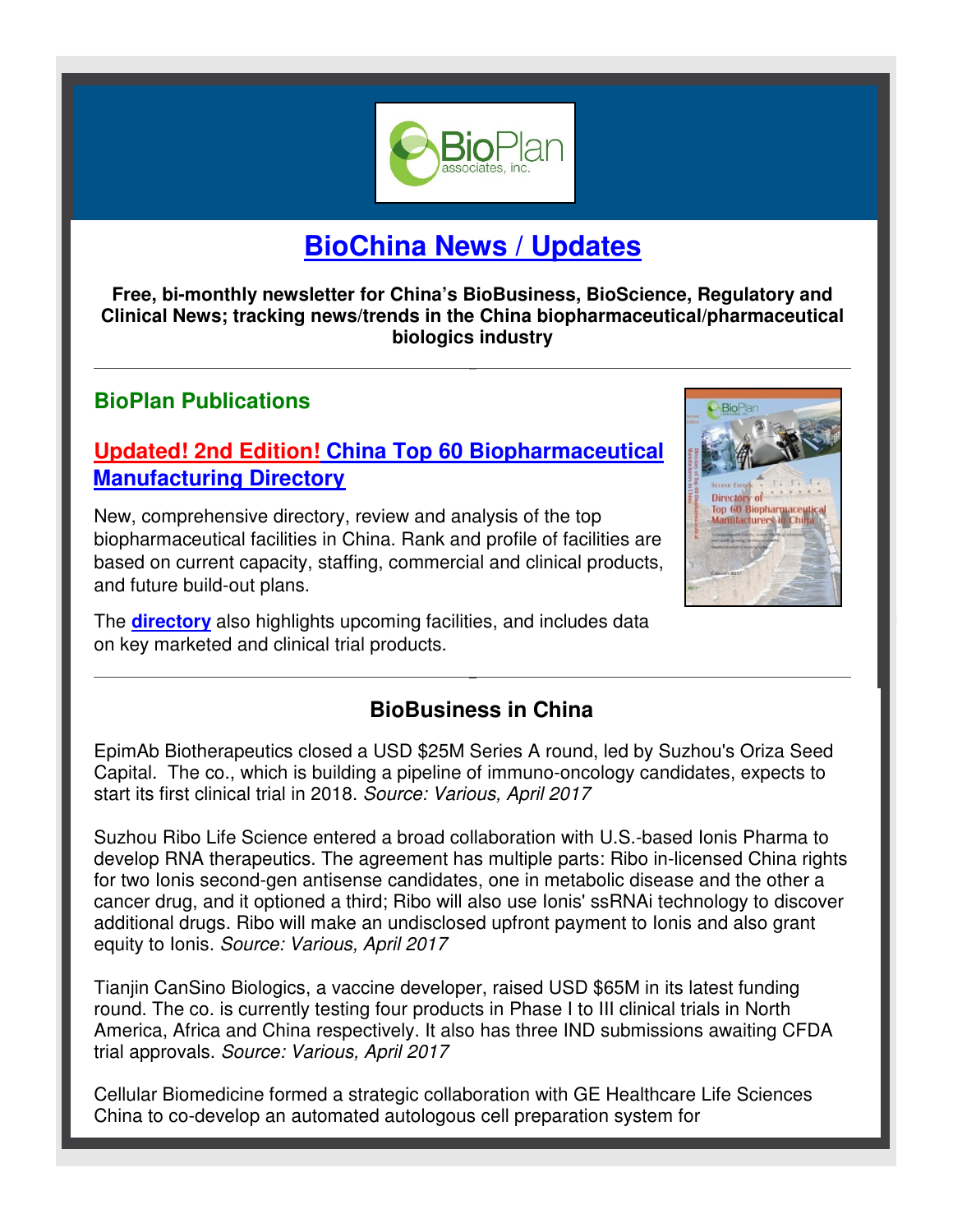# BioChina News / Updates

**Free, bi-monthly newsletter for China's BioBusiness, BioScience, Regulatory and Clinical News; tracking news/trends in the China biopharmaceutical/pharmaceutical biologics industry**

---

## BioPlan Publications

### Updated! 2nd Edition! China Top 60 Biopharmaceutical Manufacturing Directory

New, comprehensive directory, review and analysis of the top biopharmaceutical facilities in China. Rank and profile of facilities are based on current capacity, staffing, commercial and clinical products, and future build-out plans.

The **directory** also highlights upcoming facilities, and includes data on key marketed and clinical trial products.

---

## BioBusiness in China

EpimAb Biotherapeutics closed a USD $25M Series A round, led by Suzhou's Oriza Seed Capital. The co., which is building a pipeline of immuno-oncology candidates, expects to start its first clinical trial in 2018. *Source: Various, April 2017*

Suzhou Ribo Life Science entered a broad collaboration with U.S.-based Ionis Pharma to develop RNA therapeutics. The agreement has multiple parts: Ribo in-licensed China rights for two Ionis second-gen antisense candidates, one in metabolic disease and the other a cancer drug, and it optioned a third; Ribo will also use Ionis' ssRNAi technology to discover additional drugs. Ribo will make an undisclosed upfront payment to Ionis and also grant equity to Ionis. *Source: Various, April 2017*

Tianjin CanSino Biologics, a vaccine developer, raised USD $65M in its latest funding round. The co. is currently testing four products in Phase I to III clinical trials in North America, Africa and China respectively. It also has three IND submissions awaiting CFDA trial approvals. *Source: Various, April 2017*

Cellular Biomedicine formed a strategic collaboration with GE Healthcare Life Sciences China to co-develop an automated autologous cell preparation system for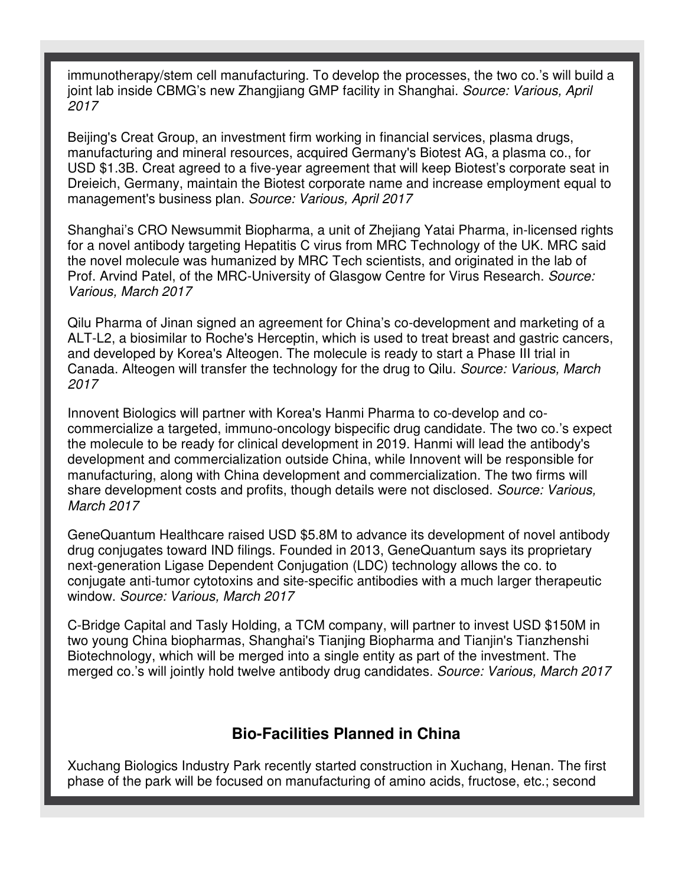immunotherapy/stem cell manufacturing. To develop the processes, the two co.'s will build a joint lab inside CBMG's new Zhangjiang GMP facility in Shanghai. *Source: Various, April 2017*

Beijing's Creat Group, an investment firm working in financial services, plasma drugs, manufacturing and mineral resources, acquired Germany's Biotest AG, a plasma co., for USD $1.3B. Creat agreed to a five-year agreement that will keep Biotest's corporate seat in Dreieich, Germany, maintain the Biotest corporate name and increase employment equal to management's business plan. *Source: Various, April 2017*

Shanghai's CRO Newsummit Biopharma, a unit of Zhejiang Yatai Pharma, in-licensed rights for a novel antibody targeting Hepatitis C virus from MRC Technology of the UK. MRC said the novel molecule was humanized by MRC Tech scientists, and originated in the lab of Prof. Arvind Patel, of the MRC-University of Glasgow Centre for Virus Research. *Source: Various, March 2017*

Qilu Pharma of Jinan signed an agreement for China's co-development and marketing of a ALT-L2, a biosimilar to Roche's Herceptin, which is used to treat breast and gastric cancers, and developed by Korea's Alteogen. The molecule is ready to start a Phase III trial in Canada. Alteogen will transfer the technology for the drug to Qilu. *Source: Various, March 2017*

Innovent Biologics will partner with Korea's Hanmi Pharma to co-develop and co-commercialize a targeted, immuno-oncology bispecific drug candidate. The two co.'s expect the molecule to be ready for clinical development in 2019. Hanmi will lead the antibody's development and commercialization outside China, while Innovent will be responsible for manufacturing, along with China development and commercialization. The two firms will share development costs and profits, though details were not disclosed. *Source: Various, March 2017*

GeneQuantum Healthcare raised USD $5.8M to advance its development of novel antibody drug conjugates toward IND filings. Founded in 2013, GeneQuantum says its proprietary next-generation Ligase Dependent Conjugation (LDC) technology allows the co. to conjugate anti-tumor cytotoxins and site-specific antibodies with a much larger therapeutic window. *Source: Various, March 2017*

C-Bridge Capital and Tasly Holding, a TCM company, will partner to invest USD $150M in two young China biopharmas, Shanghai's Tianjing Biopharma and Tianjin's Tianzhenshi Biotechnology, which will be merged into a single entity as part of the investment. The merged co.'s will jointly hold twelve antibody drug candidates. *Source: Various, March 2017*

## Bio-Facilities Planned in China

Xuchang Biologics Industry Park recently started construction in Xuchang, Henan. The first phase of the park will be focused on manufacturing of amino acids, fructose, etc.; second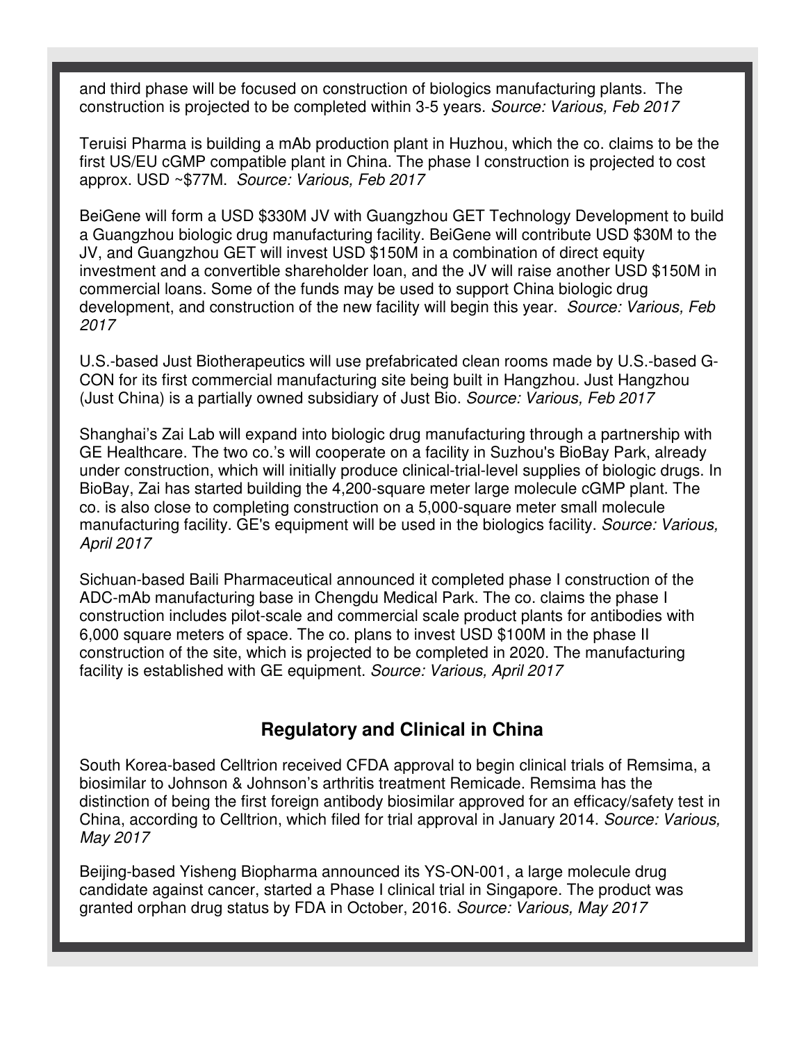and third phase will be focused on construction of biologics manufacturing plants. The construction is projected to be completed within 3-5 years. *Source: Various, Feb 2017*

Teruisi Pharma is building a mAb production plant in Huzhou, which the co. claims to be the first US/EU cGMP compatible plant in China. The phase I construction is projected to cost approx. USD ~$77M. *Source: Various, Feb 2017*

BeiGene will form a USD $330M JV with Guangzhou GET Technology Development to build a Guangzhou biologic drug manufacturing facility. BeiGene will contribute USD $30M to the JV, and Guangzhou GET will invest USD $150M in a combination of direct equity investment and a convertible shareholder loan, and the JV will raise another USD $150M in commercial loans. Some of the funds may be used to support China biologic drug development, and construction of the new facility will begin this year. *Source: Various, Feb 2017*

U.S.-based Just Biotherapeutics will use prefabricated clean rooms made by U.S.-based G-CON for its first commercial manufacturing site being built in Hangzhou. Just Hangzhou (Just China) is a partially owned subsidiary of Just Bio. *Source: Various, Feb 2017*

Shanghai's Zai Lab will expand into biologic drug manufacturing through a partnership with GE Healthcare. The two co.'s will cooperate on a facility in Suzhou's BioBay Park, already under construction, which will initially produce clinical-trial-level supplies of biologic drugs. In BioBay, Zai has started building the 4,200-square meter large molecule cGMP plant. The co. is also close to completing construction on a 5,000-square meter small molecule manufacturing facility. GE's equipment will be used in the biologics facility. *Source: Various, April 2017*

Sichuan-based Baili Pharmaceutical announced it completed phase I construction of the ADC-mAb manufacturing base in Chengdu Medical Park. The co. claims the phase I construction includes pilot-scale and commercial scale product plants for antibodies with 6,000 square meters of space. The co. plans to invest USD $100M in the phase II construction of the site, which is projected to be completed in 2020. The manufacturing facility is established with GE equipment. *Source: Various, April 2017*

## Regulatory and Clinical in China

South Korea-based Celltrion received CFDA approval to begin clinical trials of Remsima, a biosimilar to Johnson & Johnson's arthritis treatment Remicade. Remsima has the distinction of being the first foreign antibody biosimilar approved for an efficacy/safety test in China, according to Celltrion, which filed for trial approval in January 2014. *Source: Various, May 2017*

Beijing-based Yisheng Biopharma announced its YS-ON-001, a large molecule drug candidate against cancer, started a Phase I clinical trial in Singapore. The product was granted orphan drug status by FDA in October, 2016. *Source: Various, May 2017*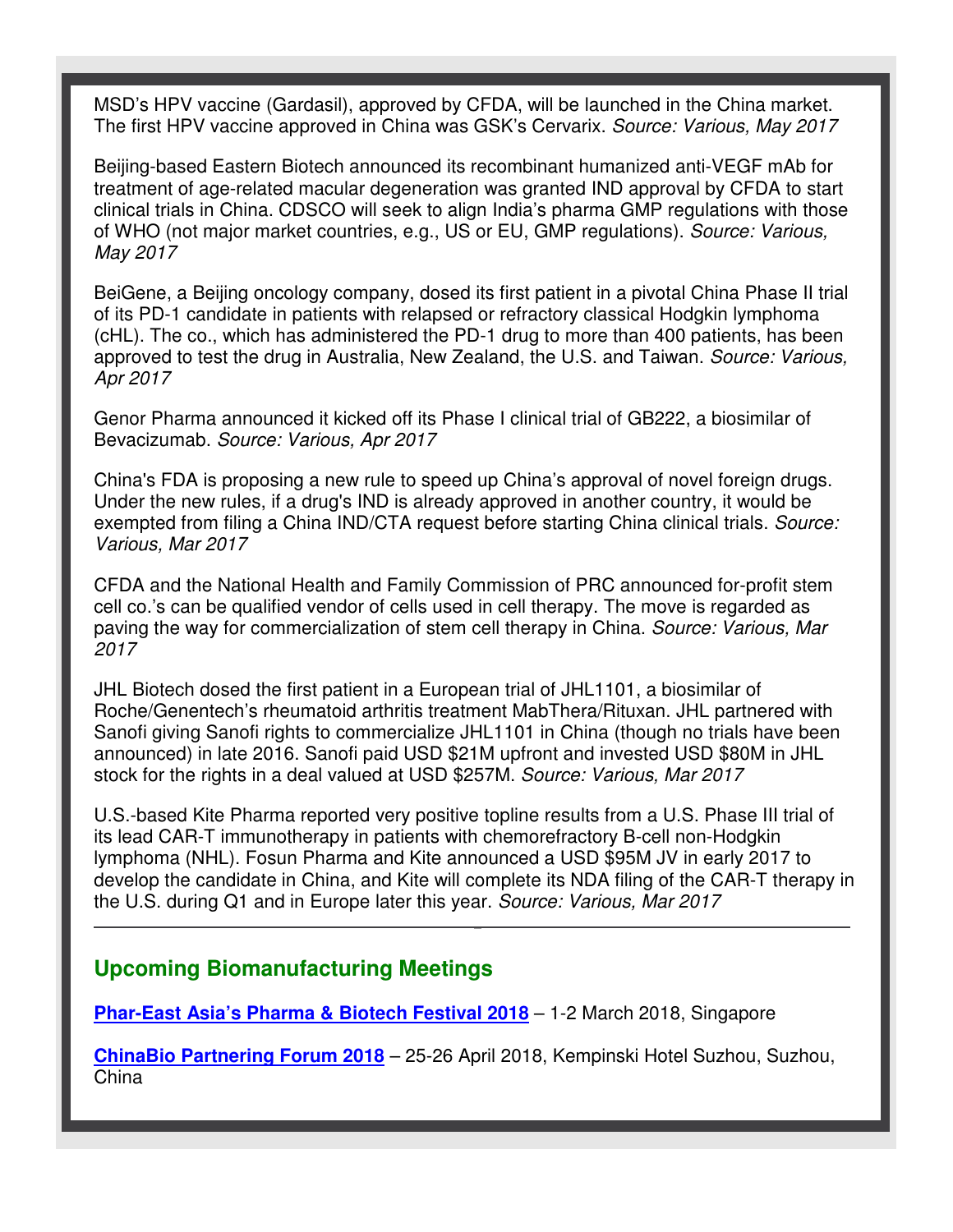MSD's HPV vaccine (Gardasil), approved by CFDA, will be launched in the China market. The first HPV vaccine approved in China was GSK's Cervarix. *Source: Various, May 2017*

Beijing-based Eastern Biotech announced its recombinant humanized anti-VEGF mAb for treatment of age-related macular degeneration was granted IND approval by CFDA to start clinical trials in China. CDSCO will seek to align India's pharma GMP regulations with those of WHO (not major market countries, e.g., US or EU, GMP regulations). *Source: Various, May 2017*

BeiGene, a Beijing oncology company, dosed its first patient in a pivotal China Phase II trial of its PD-1 candidate in patients with relapsed or refractory classical Hodgkin lymphoma (cHL). The co., which has administered the PD-1 drug to more than 400 patients, has been approved to test the drug in Australia, New Zealand, the U.S. and Taiwan. *Source: Various, Apr 2017*

Genor Pharma announced it kicked off its Phase I clinical trial of GB222, a biosimilar of Bevacizumab. *Source: Various, Apr 2017*

China's FDA is proposing a new rule to speed up China's approval of novel foreign drugs. Under the new rules, if a drug's IND is already approved in another country, it would be exempted from filing a China IND/CTA request before starting China clinical trials. *Source: Various, Mar 2017*

CFDA and the National Health and Family Commission of PRC announced for-profit stem cell co.'s can be qualified vendor of cells used in cell therapy. The move is regarded as paving the way for commercialization of stem cell therapy in China. *Source: Various, Mar 2017*

JHL Biotech dosed the first patient in a European trial of JHL1101, a biosimilar of Roche/Genentech's rheumatoid arthritis treatment MabThera/Rituxan. JHL partnered with Sanofi giving Sanofi rights to commercialize JHL1101 in China (though no trials have been announced) in late 2016. Sanofi paid USD $21M upfront and invested USD $80M in JHL stock for the rights in a deal valued at USD $257M. *Source: Various, Mar 2017*

U.S.-based Kite Pharma reported very positive topline results from a U.S. Phase III trial of its lead CAR-T immunotherapy in patients with chemorefractory B-cell non-Hodgkin lymphoma (NHL). Fosun Pharma and Kite announced a USD $95M JV in early 2017 to develop the candidate in China, and Kite will complete its NDA filing of the CAR-T therapy in the U.S. during Q1 and in Europe later this year. *Source: Various, Mar 2017*

---

## Upcoming Biomanufacturing Meetings

**Phar-East Asia's Pharma & Biotech Festival 2018** – 1-2 March 2018, Singapore

**ChinaBio Partnering Forum 2018** – 25-26 April 2018, Kempinski Hotel Suzhou, Suzhou, China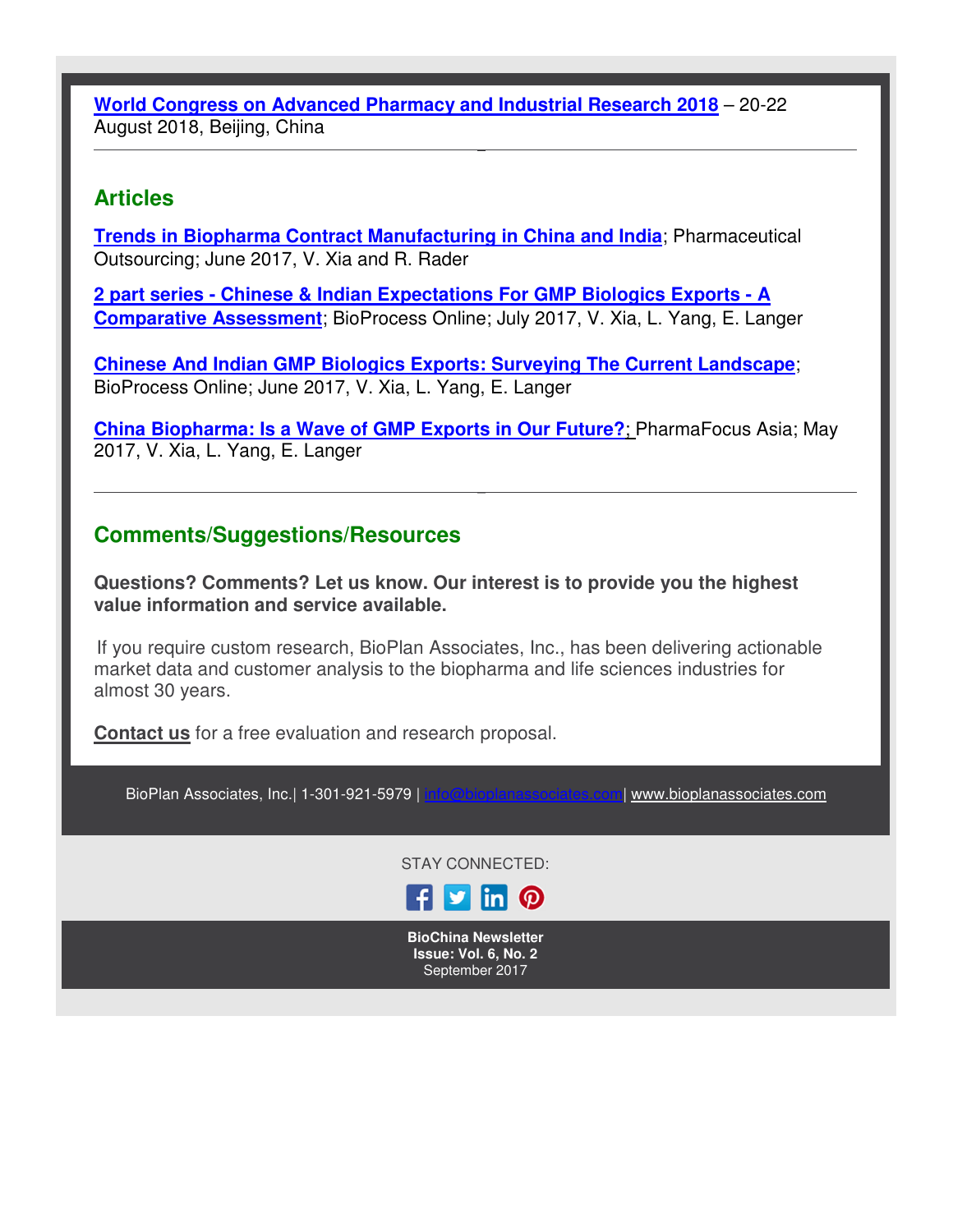**World Congress on Advanced Pharmacy and Industrial Research 2018** – 20-22 August 2018, Beijing, China

---

## Articles

**Trends in Biopharma Contract Manufacturing in China and India**; Pharmaceutical Outsourcing; June 2017, V. Xia and R. Rader

**2 part series - Chinese & Indian Expectations For GMP Biologics Exports - A Comparative Assessment**; BioProcess Online; July 2017, V. Xia, L. Yang, E. Langer

**Chinese And Indian GMP Biologics Exports: Surveying The Current Landscape**; BioProcess Online; June 2017, V. Xia, L. Yang, E. Langer

**China Biopharma: Is a Wave of GMP Exports in Our Future?**; PharmaFocus Asia; May 2017, V. Xia, L. Yang, E. Langer

---

## Comments/Suggestions/Resources

**Questions? Comments? Let us know. Our interest is to provide you the highest value information and service available.**

If you require custom research, BioPlan Associates, Inc., has been delivering actionable market data and customer analysis to the biopharma and life sciences industries for almost 30 years.

**Contact us** for a free evaluation and research proposal.

BioPlan Associates, Inc.| 1-301-921-5979 | info@bioplanassociates.com| www.bioplanassociates.com

STAY CONNECTED:

**BioChina Newsletter**
**Issue: Vol. 6, No. 2**
September 2017